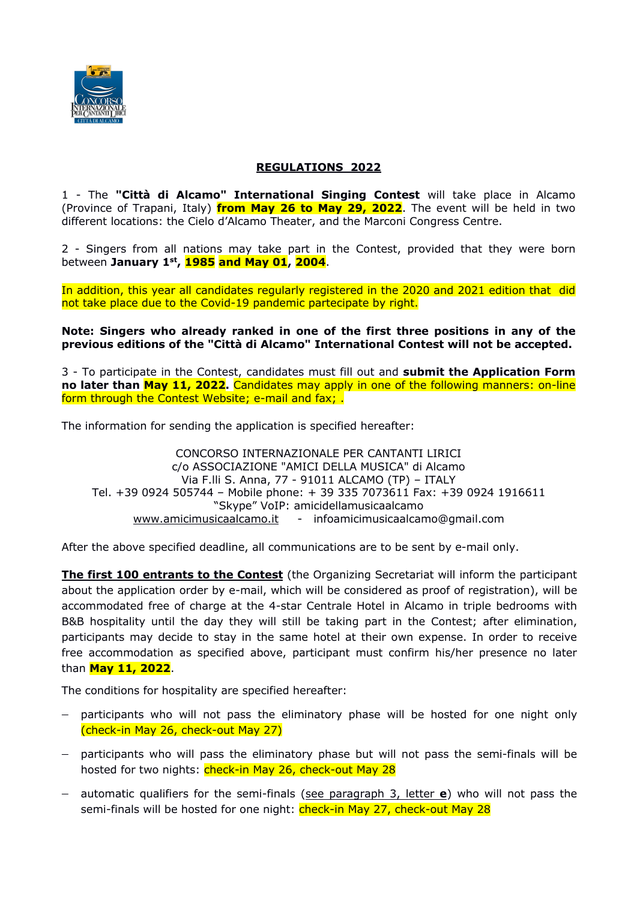## REGULATIONS 2022

1 - The **"Città di Alcamo" International Singing Contest** will take place in Alcamo (Province of Trapani, Italy) **from May 26 to May 29, 2022**. The event will be held in two different locations: the Cielo d'Alcamo Theater, and the Marconi Congress Centre.

2 - Singers from all nations may take part in the Contest, provided that they were born between **January 1st, 1985 and May 01, 2004**.

In addition, this year all candidates regularly registered in the 2020 and 2021 edition that did not take place due to the Covid-19 pandemic partecipate by right.

**Note: Singers who already ranked in one of the first three positions in any of the previous editions of the "Città di Alcamo" International Contest will not be accepted.**

3 - To participate in the Contest, candidates must fill out and **submit the Application Form no later than May 11, 2022.** Candidates may apply in one of the following manners: on-line form through the Contest Website; e-mail and fax; .

The information for sending the application is specified hereafter:

CONCORSO INTERNAZIONALE PER CANTANTI LIRICI
c/o ASSOCIAZIONE "AMICI DELLA MUSICA" di Alcamo
Via F.lli S. Anna, 77 - 91011 ALCAMO (TP) – ITALY
Tel. +39 0924 505744 – Mobile phone: + 39 335 7073611 Fax: +39 0924 1916611
"Skype" VoIP: amicidellamusicaalcamo
www.amicimusicaalcamo.it - infoamicimusicaalcamo@gmail.com

After the above specified deadline, all communications are to be sent by e-mail only.

**The first 100 entrants to the Contest** (the Organizing Secretariat will inform the participant about the application order by e-mail, which will be considered as proof of registration), will be accommodated free of charge at the 4-star Centrale Hotel in Alcamo in triple bedrooms with B&B hospitality until the day they will still be taking part in the Contest; after elimination, participants may decide to stay in the same hotel at their own expense. In order to receive free accommodation as specified above, participant must confirm his/her presence no later than **May 11, 2022**.

The conditions for hospitality are specified hereafter:

- participants who will not pass the eliminatory phase will be hosted for one night only (check-in May 26, check-out May 27)
- participants who will pass the eliminatory phase but will not pass the semi-finals will be hosted for two nights: check-in May 26, check-out May 28
- automatic qualifiers for the semi-finals (see paragraph 3, letter **e**) who will not pass the semi-finals will be hosted for one night: check-in May 27, check-out May 28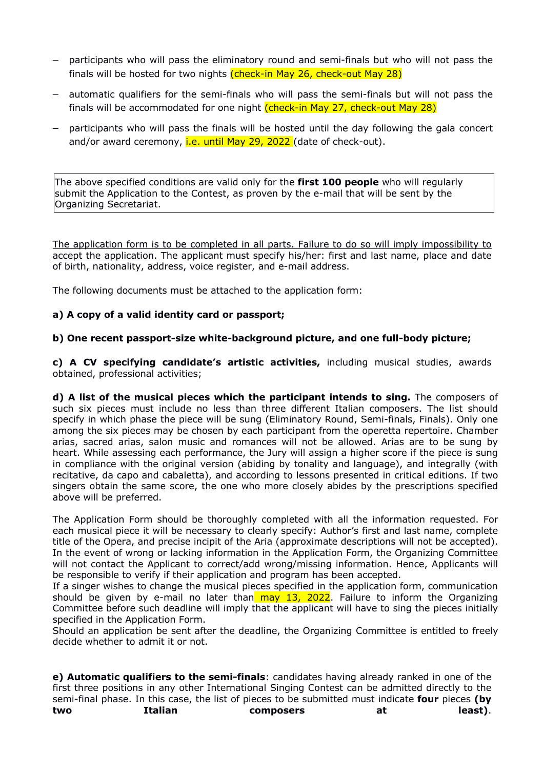- participants who will pass the eliminatory round and semi-finals but who will not pass the finals will be hosted for two nights (check-in May 26, check-out May 28)
- automatic qualifiers for the semi-finals who will pass the semi-finals but will not pass the finals will be accommodated for one night (check-in May 27, check-out May 28)
- participants who will pass the finals will be hosted until the day following the gala concert and/or award ceremony, i.e. until May 29, 2022 (date of check-out).

The above specified conditions are valid only for the **first 100 people** who will regularly submit the Application to the Contest, as proven by the e-mail that will be sent by the Organizing Secretariat.

The application form is to be completed in all parts. Failure to do so will imply impossibility to accept the application. The applicant must specify his/her: first and last name, place and date of birth, nationality, address, voice register, and e-mail address.

The following documents must be attached to the application form:

**a) A copy of a valid identity card or passport;**

**b) One recent passport-size white-background picture, and one full-body picture;**

**c) A CV specifying candidate's artistic activities,** including musical studies, awards obtained, professional activities;

**d) A list of the musical pieces which the participant intends to sing.** The composers of such six pieces must include no less than three different Italian composers. The list should specify in which phase the piece will be sung (Eliminatory Round, Semi-finals, Finals). Only one among the six pieces may be chosen by each participant from the operetta repertoire. Chamber arias, sacred arias, salon music and romances will not be allowed. Arias are to be sung by heart. While assessing each performance, the Jury will assign a higher score if the piece is sung in compliance with the original version (abiding by tonality and language), and integrally (with recitative, da capo and cabaletta), and according to lessons presented in critical editions. If two singers obtain the same score, the one who more closely abides by the prescriptions specified above will be preferred.

The Application Form should be thoroughly completed with all the information requested. For each musical piece it will be necessary to clearly specify: Author's first and last name, complete title of the Opera, and precise incipit of the Aria (approximate descriptions will not be accepted). In the event of wrong or lacking information in the Application Form, the Organizing Committee will not contact the Applicant to correct/add wrong/missing information. Hence, Applicants will be responsible to verify if their application and program has been accepted.
If a singer wishes to change the musical pieces specified in the application form, communication should be given by e-mail no later than may 13, 2022. Failure to inform the Organizing Committee before such deadline will imply that the applicant will have to sing the pieces initially specified in the Application Form.
Should an application be sent after the deadline, the Organizing Committee is entitled to freely decide whether to admit it or not.

**e) Automatic qualifiers to the semi-finals**: candidates having already ranked in one of the first three positions in any other International Singing Contest can be admitted directly to the semi-final phase. In this case, the list of pieces to be submitted must indicate **four** pieces **(by two Italian composers at least)**.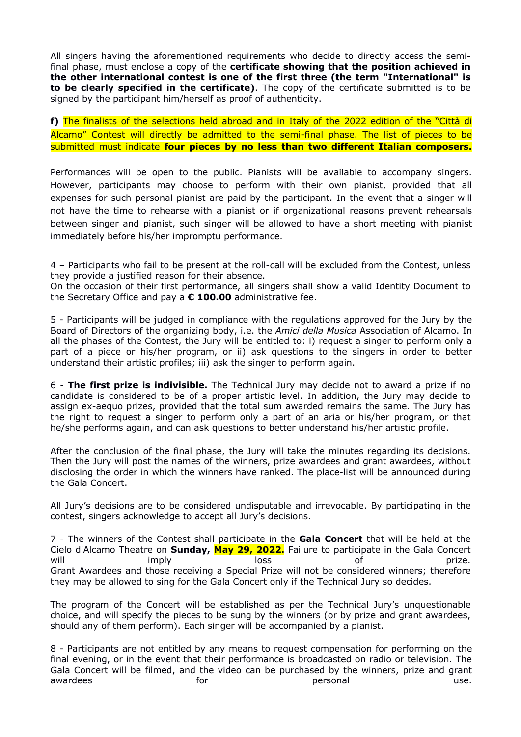All singers having the aforementioned requirements who decide to directly access the semi-final phase, must enclose a copy of the **certificate showing that the position achieved in the other international contest is one of the first three (the term "International" is to be clearly specified in the certificate)**. The copy of the certificate submitted is to be signed by the participant him/herself as proof of authenticity.

**f)** The finalists of the selections held abroad and in Italy of the 2022 edition of the "Città di Alcamo" Contest will directly be admitted to the semi-final phase. The list of pieces to be submitted must indicate **four pieces by no less than two different Italian composers.**

Performances will be open to the public. Pianists will be available to accompany singers. However, participants may choose to perform with their own pianist, provided that all expenses for such personal pianist are paid by the participant. In the event that a singer will not have the time to rehearse with a pianist or if organizational reasons prevent rehearsals between singer and pianist, such singer will be allowed to have a short meeting with pianist immediately before his/her impromptu performance.

4 – Participants who fail to be present at the roll-call will be excluded from the Contest, unless they provide a justified reason for their absence.
On the occasion of their first performance, all singers shall show a valid Identity Document to the Secretary Office and pay a **€ 100.00** administrative fee.

5 - Participants will be judged in compliance with the regulations approved for the Jury by the Board of Directors of the organizing body, i.e. the *Amici della Musica* Association of Alcamo. In all the phases of the Contest, the Jury will be entitled to: i) request a singer to perform only a part of a piece or his/her program, or ii) ask questions to the singers in order to better understand their artistic profiles; iii) ask the singer to perform again.

6 - **The first prize is indivisible.** The Technical Jury may decide not to award a prize if no candidate is considered to be of a proper artistic level. In addition, the Jury may decide to assign ex-aequo prizes, provided that the total sum awarded remains the same. The Jury has the right to request a singer to perform only a part of an aria or his/her program, or that he/she performs again, and can ask questions to better understand his/her artistic profile.

After the conclusion of the final phase, the Jury will take the minutes regarding its decisions. Then the Jury will post the names of the winners, prize awardees and grant awardees, without disclosing the order in which the winners have ranked. The place-list will be announced during the Gala Concert.

All Jury's decisions are to be considered undisputable and irrevocable. By participating in the contest, singers acknowledge to accept all Jury's decisions.

7 - The winners of the Contest shall participate in the **Gala Concert** that will be held at the Cielo d'Alcamo Theatre on **Sunday, May 29, 2022.** Failure to participate in the Gala Concert will imply loss of prize.
Grant Awardees and those receiving a Special Prize will not be considered winners; therefore they may be allowed to sing for the Gala Concert only if the Technical Jury so decides.

The program of the Concert will be established as per the Technical Jury's unquestionable choice, and will specify the pieces to be sung by the winners (or by prize and grant awardees, should any of them perform). Each singer will be accompanied by a pianist.

8 - Participants are not entitled by any means to request compensation for performing on the final evening, or in the event that their performance is broadcasted on radio or television. The Gala Concert will be filmed, and the video can be purchased by the winners, prize and grant awardees for personal use.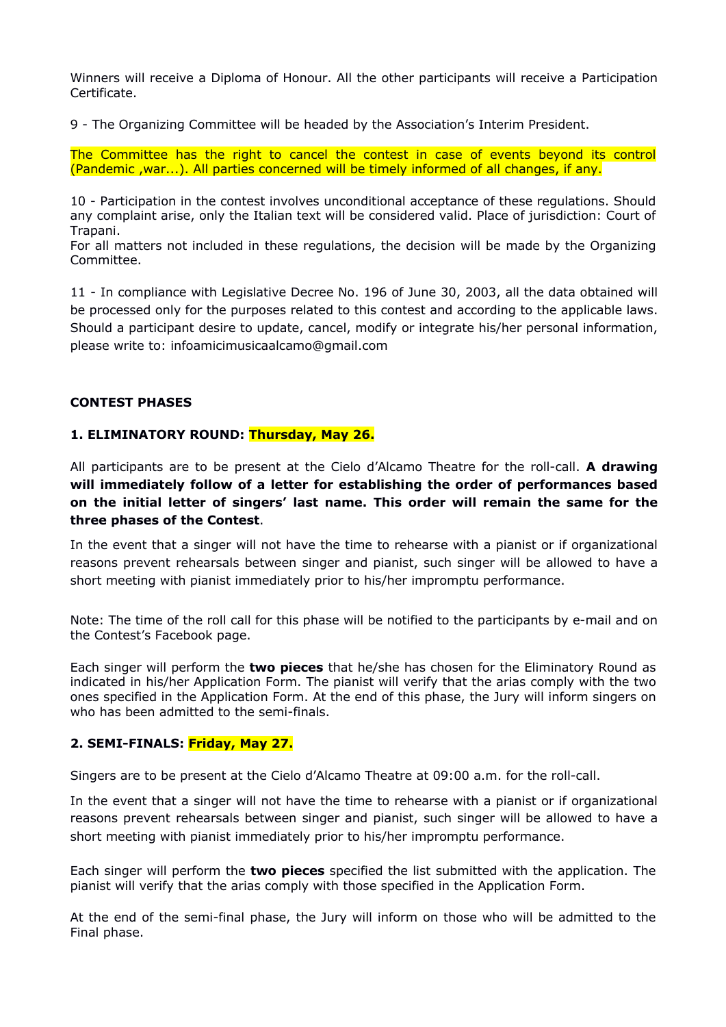Winners will receive a Diploma of Honour. All the other participants will receive a Participation Certificate.

9 - The Organizing Committee will be headed by the Association's Interim President.

The Committee has the right to cancel the contest in case of events beyond its control (Pandemic ,war...). All parties concerned will be timely informed of all changes, if any.

10 - Participation in the contest involves unconditional acceptance of these regulations. Should any complaint arise, only the Italian text will be considered valid. Place of jurisdiction: Court of Trapani.
For all matters not included in these regulations, the decision will be made by the Organizing Committee.

11 - In compliance with Legislative Decree No. 196 of June 30, 2003, all the data obtained will be processed only for the purposes related to this contest and according to the applicable laws. Should a participant desire to update, cancel, modify or integrate his/her personal information, please write to: infoamicimusicaalcamo@gmail.com

**CONTEST PHASES**

**1. ELIMINATORY ROUND: Thursday, May 26.**

All participants are to be present at the Cielo d'Alcamo Theatre for the roll-call. **A drawing will immediately follow of a letter for establishing the order of performances based on the initial letter of singers' last name. This order will remain the same for the three phases of the Contest**.

In the event that a singer will not have the time to rehearse with a pianist or if organizational reasons prevent rehearsals between singer and pianist, such singer will be allowed to have a short meeting with pianist immediately prior to his/her impromptu performance.

Note: The time of the roll call for this phase will be notified to the participants by e-mail and on the Contest's Facebook page.

Each singer will perform the **two pieces** that he/she has chosen for the Eliminatory Round as indicated in his/her Application Form. The pianist will verify that the arias comply with the two ones specified in the Application Form. At the end of this phase, the Jury will inform singers on who has been admitted to the semi-finals.

**2. SEMI-FINALS: Friday, May 27.**

Singers are to be present at the Cielo d'Alcamo Theatre at 09:00 a.m. for the roll-call.

In the event that a singer will not have the time to rehearse with a pianist or if organizational reasons prevent rehearsals between singer and pianist, such singer will be allowed to have a short meeting with pianist immediately prior to his/her impromptu performance.

Each singer will perform the **two pieces** specified the list submitted with the application. The pianist will verify that the arias comply with those specified in the Application Form.

At the end of the semi-final phase, the Jury will inform on those who will be admitted to the Final phase.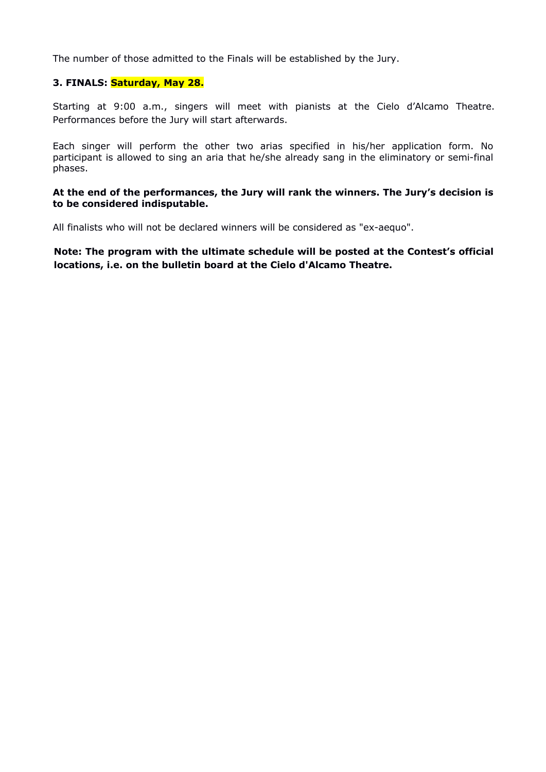The number of those admitted to the Finals will be established by the Jury.

### 3. FINALS: Saturday, May 28.

Starting at 9:00 a.m., singers will meet with pianists at the Cielo d'Alcamo Theatre. Performances before the Jury will start afterwards.

Each singer will perform the other two arias specified in his/her application form. No participant is allowed to sing an aria that he/she already sang in the eliminatory or semi-final phases.

**At the end of the performances, the Jury will rank the winners. The Jury's decision is to be considered indisputable.**

All finalists who will not be declared winners will be considered as "ex-aequo".

**Note: The program with the ultimate schedule will be posted at the Contest's official locations, i.e. on the bulletin board at the Cielo d'Alcamo Theatre.**